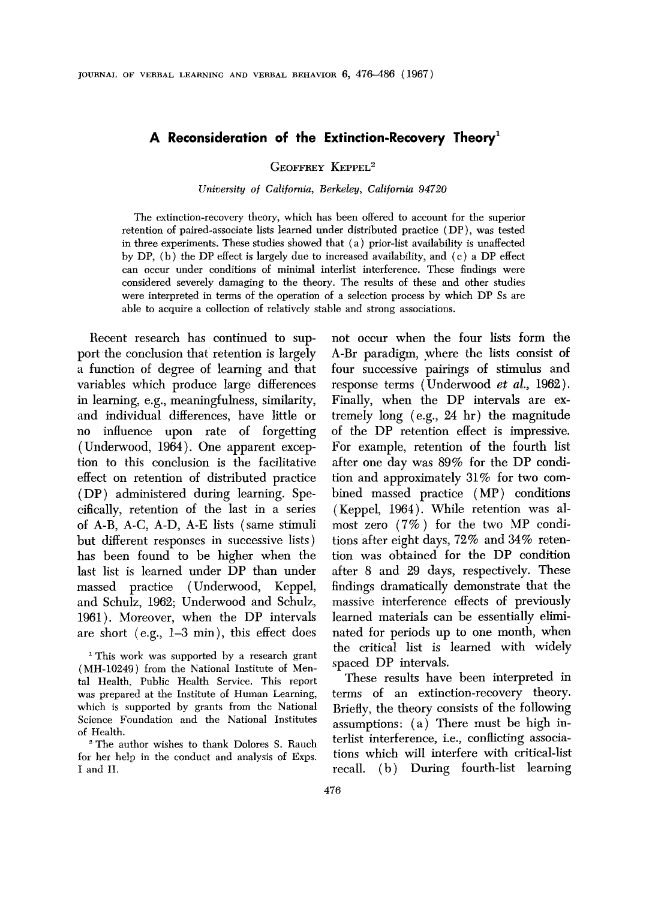# A Reconsideration of the Extinction-Recovery Theory[1]

Geoffrey Keppel[2]

*University of California, Berkeley, California 94720*

The extinction-recovery theory, which has been offered to account for the superior retention of paired-associate lists learned under distributed practice (DP), was tested in three experiments. These studies showed that (a) prior-list availability is unaffected by DP, (b) the DP effect is largely due to increased availability, and (c) a DP effect can occur under conditions of minimal interlist interference. These findings were considered severely damaging to the theory. The results of these and other studies were interpreted in terms of the operation of a selection process by which DP Ss are able to acquire a collection of relatively stable and strong associations.

Recent research has continued to support the conclusion that retention is largely a function of degree of learning and that variables which produce large differences in learning, e.g., meaningfulness, similarity, and individual differences, have little or no influence upon rate of forgetting (Underwood, 1964). One apparent exception to this conclusion is the facilitative effect on retention of distributed practice (DP) administered during learning. Specifically, retention of the last in a series of A-B, A-C, A-D, A-E lists (same stimuli but different responses in successive lists) has been found to be higher when the last list is learned under DP than under massed practice (Underwood, Keppel, and Schulz, 1962; Underwood and Schulz, 1961). Moreover, when the DP intervals are short (e.g., 1–3 min), this effect does not occur when the four lists form the A-Br paradigm, where the lists consist of four successive pairings of stimulus and response terms (Underwood *et al.*, 1962). Finally, when the DP intervals are extremely long (e.g., 24 hr) the magnitude of the DP retention effect is impressive. For example, retention of the fourth list after one day was 89% for the DP condition and approximately 31% for two combined massed practice (MP) conditions (Keppel, 1964). While retention was almost zero (7%) for the two MP conditions after eight days, 72% and 34% retention was obtained for the DP condition after 8 and 29 days, respectively. These findings dramatically demonstrate that the massive interference effects of previously learned materials can be essentially eliminated for periods up to one month, when the critical list is learned with widely spaced DP intervals.

These results have been interpreted in terms of an extinction-recovery theory. Briefly, the theory consists of the following assumptions: (a) There must be high interlist interference, i.e., conflicting associations which will interfere with critical-list recall. (b) During fourth-list learning

[1] This work was supported by a research grant (MH-10249) from the National Institute of Mental Health, Public Health Service. This report was prepared at the Institute of Human Learning, which is supported by grants from the National Science Foundation and the National Institutes of Health.

[2] The author wishes to thank Dolores S. Rauch for her help in the conduct and analysis of Exps. I and II.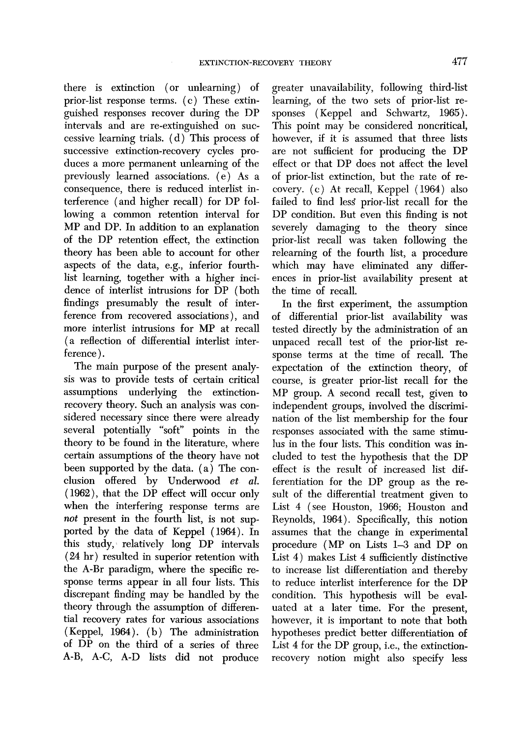there is extinction (or unlearning) of prior-list response terms. (c) These extinguished responses recover during the DP intervals and are re-extinguished on successive learning trials. (d) This process of successive extinction-recovery cycles produces a more permanent unlearning of the previously learned associations. (e) As a consequence, there is reduced interlist interference (and higher recall) for DP following a common retention interval for MP and DP. In addition to an explanation of the DP retention effect, the extinction theory has been able to account for other aspects of the data, e.g., inferior fourth-list learning, together with a higher incidence of interlist intrusions for DP (both findings presumably the result of interference from recovered associations), and more interlist intrusions for MP at recall (a reflection of differential interlist interference).

The main purpose of the present analysis was to provide tests of certain critical assumptions underlying the extinction-recovery theory. Such an analysis was considered necessary since there were already several potentially "soft" points in the theory to be found in the literature, where certain assumptions of the theory have not been supported by the data. (a) The conclusion offered by Underwood *et al.* (1962), that the DP effect will occur only when the interfering response terms are *not* present in the fourth list, is not supported by the data of Keppel (1964). In this study, relatively long DP intervals (24 hr) resulted in superior retention with the A-Br paradigm, where the specific response terms appear in all four lists. This discrepant finding may be handled by the theory through the assumption of differential recovery rates for various associations (Keppel, 1964). (b) The administration of DP on the third of a series of three A-B, A-C, A-D lists did not produce greater unavailability, following third-list learning, of the two sets of prior-list responses (Keppel and Schwartz, 1965). This point may be considered noncritical, however, if it is assumed that three lists are not sufficient for producing the DP effect or that DP does not affect the level of prior-list extinction, but the rate of recovery. (c) At recall, Keppel (1964) also failed to find less prior-list recall for the DP condition. But even this finding is not severely damaging to the theory since prior-list recall was taken following the relearning of the fourth list, a procedure which may have eliminated any differences in prior-list availability present at the time of recall.

In the first experiment, the assumption of differential prior-list availability was tested directly by the administration of an unpaced recall test of the prior-list response terms at the time of recall. The expectation of the extinction theory, of course, is greater prior-list recall for the MP group. A second recall test, given to independent groups, involved the discrimination of the list membership for the four responses associated with the same stimulus in the four lists. This condition was included to test the hypothesis that the DP effect is the result of increased list differentiation for the DP group as the result of the differential treatment given to List 4 (see Houston, 1966; Houston and Reynolds, 1964). Specifically, this notion assumes that the change in experimental procedure (MP on Lists 1–3 and DP on List 4) makes List 4 sufficiently distinctive to increase list differentiation and thereby to reduce interlist interference for the DP condition. This hypothesis will be evaluated at a later time. For the present, however, it is important to note that both hypotheses predict better differentiation of List 4 for the DP group, i.e., the extinction-recovery notion might also specify less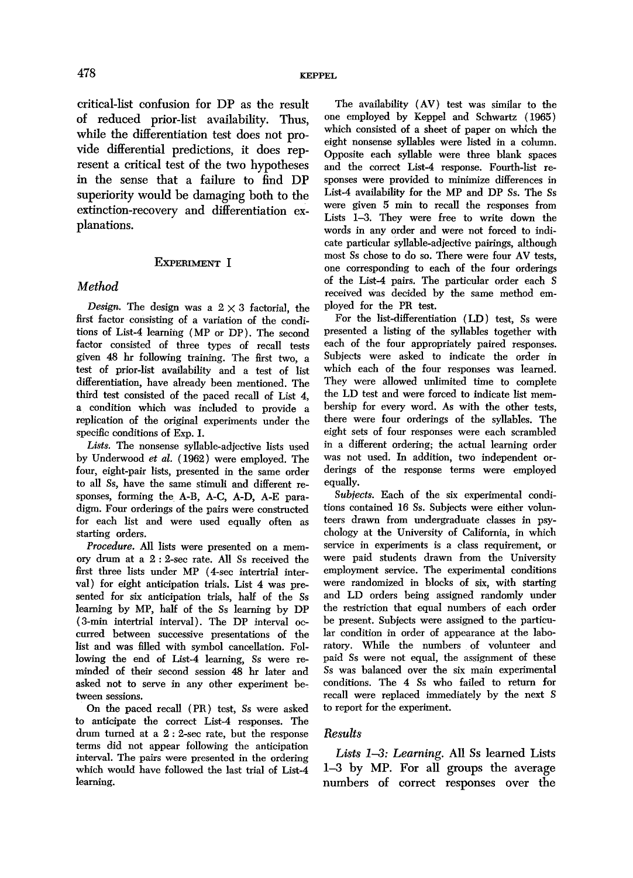critical-list confusion for DP as the result of reduced prior-list availability. Thus, while the differentiation test does not provide differential predictions, it does represent a critical test of the two hypotheses in the sense that a failure to find DP superiority would be damaging both to the extinction-recovery and differentiation explanations.

## Experiment I

### Method

*Design.* The design was a $2 \times 3$ factorial, the first factor consisting of a variation of the conditions of List-4 learning (MP or DP). The second factor consisted of three types of recall tests given 48 hr following training. The first two, a test of prior-list availability and a test of list differentiation, have already been mentioned. The third test consisted of the paced recall of List 4, a condition which was included to provide a replication of the original experiments under the specific conditions of Exp. I.

*Lists.* The nonsense syllable-adjective lists used by Underwood *et al.* (1962) were employed. The four, eight-pair lists, presented in the same order to all Ss, have the same stimuli and different responses, forming the A-B, A-C, A-D, A-E paradigm. Four orderings of the pairs were constructed for each list and were used equally often as starting orders.

*Procedure.* All lists were presented on a memory drum at a 2 : 2-sec rate. All Ss received the first three lists under MP (4-sec intertrial interval) for eight anticipation trials. List 4 was presented for six anticipation trials, half of the Ss learning by MP, half of the Ss learning by DP (3-min intertrial interval). The DP interval occurred between successive presentations of the list and was filled with symbol cancellation. Following the end of List-4 learning, Ss were reminded of their second session 48 hr later and asked not to serve in any other experiment between sessions.

On the paced recall (PR) test, Ss were asked to anticipate the correct List-4 responses. The drum turned at a 2 : 2-sec rate, but the response terms did not appear following the anticipation interval. The pairs were presented in the ordering which would have followed the last trial of List-4 learning.

The availability (AV) test was similar to the one employed by Keppel and Schwartz (1965) which consisted of a sheet of paper on which the eight nonsense syllables were listed in a column. Opposite each syllable were three blank spaces and the correct List-4 response. Fourth-list responses were provided to minimize differences in List-4 availability for the MP and DP Ss. The Ss were given 5 min to recall the responses from Lists 1–3. They were free to write down the words in any order and were not forced to indicate particular syllable-adjective pairings, although most Ss chose to do so. There were four AV tests, one corresponding to each of the four orderings of the List-4 pairs. The particular order each S received was decided by the same method employed for the PR test.

For the list-differentiation (LD) test, Ss were presented a listing of the syllables together with each of the four appropriately paired responses. Subjects were asked to indicate the order in which each of the four responses was learned. They were allowed unlimited time to complete the LD test and were forced to indicate list membership for every word. As with the other tests, there were four orderings of the syllables. The eight sets of four responses were each scrambled in a different ordering; the actual learning order was not used. In addition, two independent orderings of the response terms were employed equally.

*Subjects.* Each of the six experimental conditions contained 16 Ss. Subjects were either volunteers drawn from undergraduate classes in psychology at the University of California, in which service in experiments is a class requirement, or were paid students drawn from the University employment service. The experimental conditions were randomized in blocks of six, with starting and LD orders being assigned randomly under the restriction that equal numbers of each order be present. Subjects were assigned to the particular condition in order of appearance at the laboratory. While the numbers of volunteer and paid Ss were not equal, the assignment of these Ss was balanced over the six main experimental conditions. The 4 Ss who failed to return for recall were replaced immediately by the next S to report for the experiment.

### Results

*Lists 1–3: Learning.* All Ss learned Lists 1–3 by MP. For all groups the average numbers of correct responses over the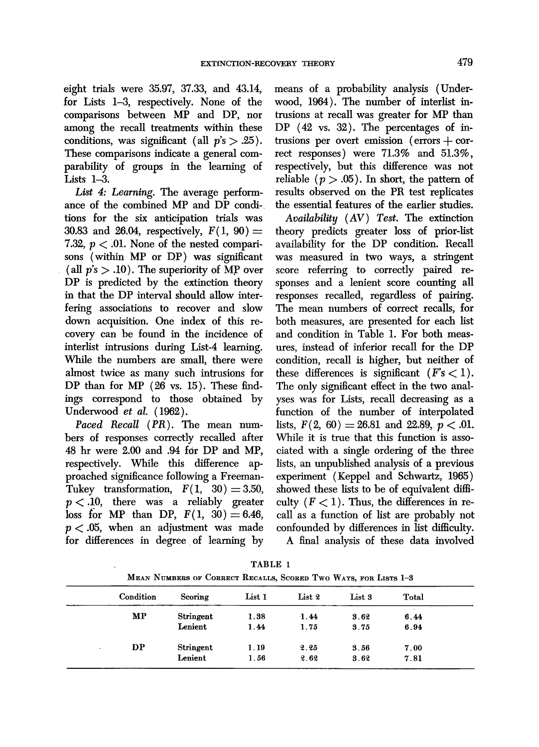eight trials were 35.97, 37.33, and 43.14, for Lists 1–3, respectively. None of the comparisons between MP and DP, nor among the recall treatments within these conditions, was significant (all $p$'s $> .25$). These comparisons indicate a general comparability of groups in the learning of Lists 1–3.

*List 4: Learning.* The average performance of the combined MP and DP conditions for the six anticipation trials was 30.83 and 26.04, respectively, $F(1, 90) = 7.32$, $p < .01$. None of the nested comparisons (within MP or DP) was significant (all $p$'s $> .10$). The superiority of MP over DP is predicted by the extinction theory in that the DP interval should allow interfering associations to recover and slow down acquisition. One index of this recovery can be found in the incidence of interlist intrusions during List-4 learning. While the numbers are small, there were almost twice as many such intrusions for DP than for MP (26 vs. 15). These findings correspond to those obtained by Underwood *et al.* (1962).

*Paced Recall (PR).* The mean numbers of responses correctly recalled after 48 hr were 2.00 and .94 for DP and MP, respectively. While this difference approached significance following a Freeman-Tukey transformation, $F(1, 30) = 3.50$, $p < .10$, there was a reliably greater loss for MP than DP, $F(1, 30) = 6.46$, $p < .05$, when an adjustment was made for differences in degree of learning by means of a probability analysis (Underwood, 1964). The number of interlist intrusions at recall was greater for MP than DP (42 vs. 32). The percentages of intrusions per overt emission (errors + correct responses) were 71.3% and 51.3%, respectively, but this difference was not reliable ($p > .05$). In short, the pattern of results observed on the PR test replicates the essential features of the earlier studies.

*Availability (AV) Test.* The extinction theory predicts greater loss of prior-list availability for the DP condition. Recall was measured in two ways, a stringent score referring to correctly paired responses and a lenient score counting all responses recalled, regardless of pairing. The mean numbers of correct recalls, for both measures, are presented for each list and condition in Table 1. For both measures, instead of inferior recall for the DP condition, recall is higher, but neither of these differences is significant ($F$'s $< 1$). The only significant effect in the two analyses was for Lists, recall decreasing as a function of the number of interpolated lists, $F(2, 60) = 26.81$ and $22.89$, $p < .01$. While it is true that this function is associated with a single ordering of the three lists, an unpublished analysis of a previous experiment (Keppel and Schwartz, 1965) showed these lists to be of equivalent difficulty ($F < 1$). Thus, the differences in recall as a function of list are probably not confounded by differences in list difficulty.

A final analysis of these data involved

TABLE 1

Mean Numbers of Correct Recalls, Scored Two Ways, for Lists 1–3

| Condition | Scoring | List 1 | List 2 | List 3 | Total |
|---|---|---|---|---|---|
| MP | Stringent | 1.38 | 1.44 | 3.62 | 6.44 |
| | Lenient | 1.44 | 1.75 | 3.75 | 6.94 |
| DP | Stringent | 1.19 | 2.25 | 3.56 | 7.00 |
| | Lenient | 1.56 | 2.62 | 3.62 | 7.81 |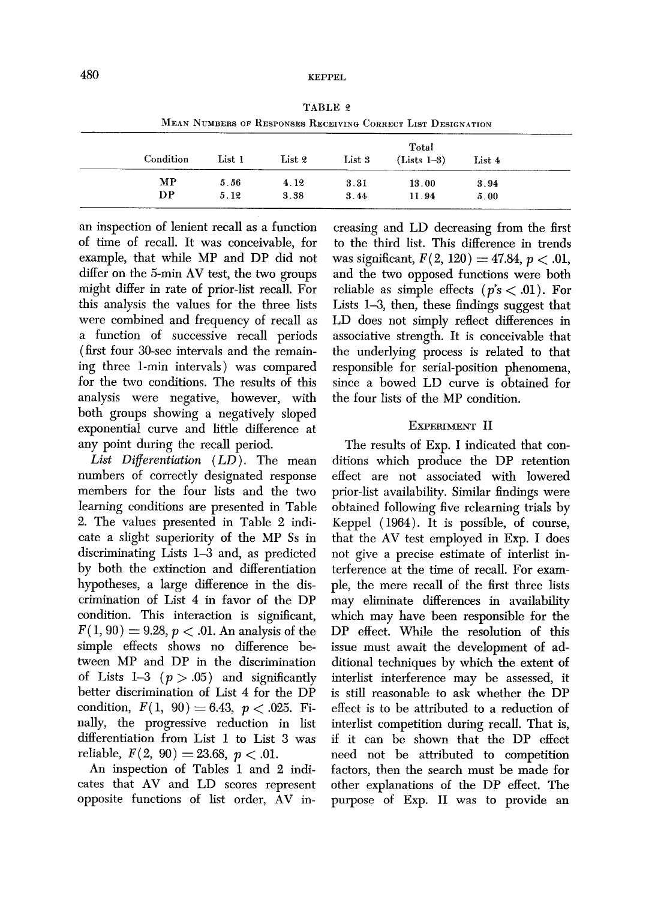TABLE 2

Mean Numbers of Responses Receiving Correct List Designation

| Condition | List 1 | List 2 | List 3 | Total (Lists 1–3) | List 4 |
|---|---|---|---|---|---|
| MP | 5.56 | 4.12 | 3.31 | 13.00 | 3.94 |
| DP | 5.12 | 3.38 | 3.44 | 11.94 | 5.00 |

an inspection of lenient recall as a function of time of recall. It was conceivable, for example, that while MP and DP did not differ on the 5-min AV test, the two groups might differ in rate of prior-list recall. For this analysis the values for the three lists were combined and frequency of recall as a function of successive recall periods (first four 30-sec intervals and the remaining three 1-min intervals) was compared for the two conditions. The results of this analysis were negative, however, with both groups showing a negatively sloped exponential curve and little difference at any point during the recall period.

*List Differentiation* (*LD*). The mean numbers of correctly designated response members for the four lists and the two learning conditions are presented in Table 2. The values presented in Table 2 indicate a slight superiority of the MP Ss in discriminating Lists 1–3 and, as predicted by both the extinction and differentiation hypotheses, a large difference in the discrimination of List 4 in favor of the DP condition. This interaction is significant, $F(1, 90) = 9.28$, $p < .01$. An analysis of the simple effects shows no difference between MP and DP in the discrimination of Lists 1–3 ($p > .05$) and significantly better discrimination of List 4 for the DP condition, $F(1, 90) = 6.43$, $p < .025$. Finally, the progressive reduction in list differentiation from List 1 to List 3 was reliable, $F(2, 90) = 23.68$, $p < .01$.

An inspection of Tables 1 and 2 indicates that AV and LD scores represent opposite functions of list order, AV increasing and LD decreasing from the first to the third list. This difference in trends was significant, $F(2, 120) = 47.84$, $p < .01$, and the two opposed functions were both reliable as simple effects ($p$'s $< .01$). For Lists 1–3, then, these findings suggest that LD does not simply reflect differences in associative strength. It is conceivable that the underlying process is related to that responsible for serial-position phenomena, since a bowed LD curve is obtained for the four lists of the MP condition.

## Experiment II

The results of Exp. I indicated that conditions which produce the DP retention effect are not associated with lowered prior-list availability. Similar findings were obtained following five relearning trials by Keppel (1964). It is possible, of course, that the AV test employed in Exp. I does not give a precise estimate of interlist interference at the time of recall. For example, the mere recall of the first three lists may eliminate differences in availability which may have been responsible for the DP effect. While the resolution of this issue must await the development of additional techniques by which the extent of interlist interference may be assessed, it is still reasonable to ask whether the DP effect is to be attributed to a reduction of interlist competition during recall. That is, if it can be shown that the DP effect need not be attributed to competition factors, then the search must be made for other explanations of the DP effect. The purpose of Exp. II was to provide an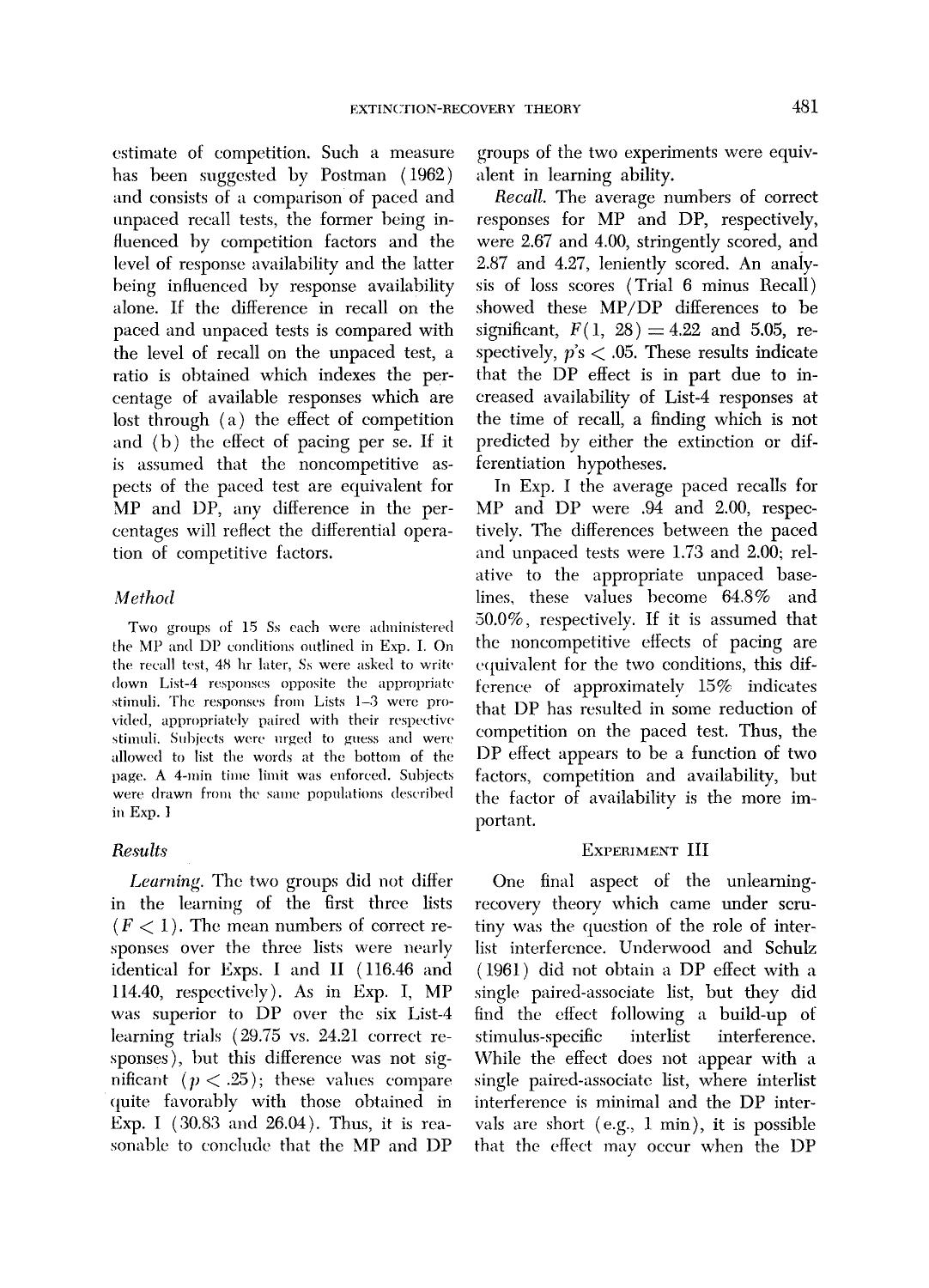estimate of competition. Such a measure has been suggested by Postman (1962) and consists of a comparison of paced and unpaced recall tests, the former being influenced by competition factors and the level of response availability and the latter being influenced by response availability alone. If the difference in recall on the paced and unpaced tests is compared with the level of recall on the unpaced test, a ratio is obtained which indexes the percentage of available responses which are lost through (a) the effect of competition and (b) the effect of pacing per se. If it is assumed that the noncompetitive aspects of the paced test are equivalent for MP and DP, any difference in the percentages will reflect the differential operation of competitive factors.

### *Method*

Two groups of 15 Ss each were administered the MP and DP conditions outlined in Exp. I. On the recall test, 48 hr later, Ss were asked to write down List-4 responses opposite the appropriate stimuli. The responses from Lists 1–3 were provided, appropriately paired with their respective stimuli. Subjects were urged to guess and were allowed to list the words at the bottom of the page. A 4-min time limit was enforced. Subjects were drawn from the same populations described in Exp. I

### *Results*

*Learning.* The two groups did not differ in the learning of the first three lists ($F < 1$). The mean numbers of correct responses over the three lists were nearly identical for Exps. I and II (116.46 and 114.40, respectively). As in Exp. I, MP was superior to DP over the six List-4 learning trials (29.75 vs. 24.21 correct responses), but this difference was not significant ($p < .25$); these values compare quite favorably with those obtained in Exp. I (30.83 and 26.04). Thus, it is reasonable to conclude that the MP and DP groups of the two experiments were equivalent in learning ability.

*Recall.* The average numbers of correct responses for MP and DP, respectively, were 2.67 and 4.00, stringently scored, and 2.87 and 4.27, leniently scored. An analysis of loss scores (Trial 6 minus Recall) showed these MP/DP differences to be significant, $F(1, 28) = 4.22$ and 5.05, respectively, $p$'s $< .05$. These results indicate that the DP effect is in part due to increased availability of List-4 responses at the time of recall, a finding which is not predicted by either the extinction or differentiation hypotheses.

In Exp. I the average paced recalls for MP and DP were .94 and 2.00, respectively. The differences between the paced and unpaced tests were 1.73 and 2.00; relative to the appropriate unpaced baselines, these values become 64.8% and 50.0%, respectively. If it is assumed that the noncompetitive effects of pacing are equivalent for the two conditions, this difference of approximately 15% indicates that DP has resulted in some reduction of competition on the paced test. Thus, the DP effect appears to be a function of two factors, competition and availability, but the factor of availability is the more important.

## Experiment III

One final aspect of the unlearning-recovery theory which came under scrutiny was the question of the role of interlist interference. Underwood and Schulz (1961) did not obtain a DP effect with a single paired-associate list, but they did find the effect following a build-up of stimulus-specific interlist interference. While the effect does not appear with a single paired-associate list, where interlist interference is minimal and the DP intervals are short (e.g., 1 min), it is possible that the effect may occur when the DP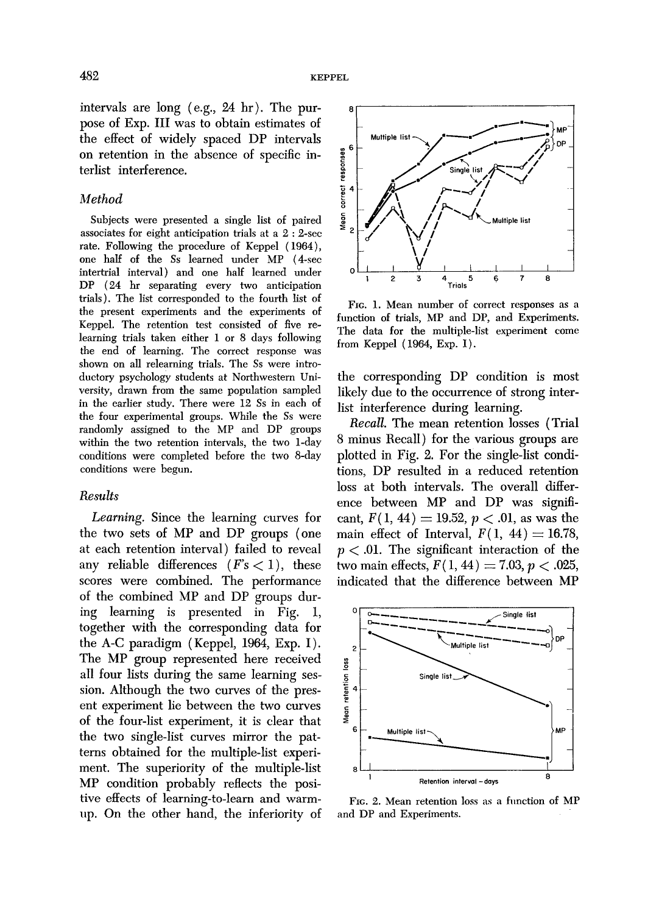intervals are long (e.g., 24 hr). The purpose of Exp. III was to obtain estimates of the effect of widely spaced DP intervals on retention in the absence of specific interlist interference.

### *Method*

Subjects were presented a single list of paired associates for eight anticipation trials at a 2 : 2-sec rate. Following the procedure of Keppel (1964), one half of the Ss learned under MP (4-sec intertrial interval) and one half learned under DP (24 hr separating every two anticipation trials). The list corresponded to the fourth list of the present experiments and the experiments of Keppel. The retention test consisted of five relearning trials taken either 1 or 8 days following the end of learning. The correct response was shown on all relearning trials. The Ss were introductory psychology students at Northwestern University, drawn from the same population sampled in the earlier study. There were 12 Ss in each of the four experimental groups. While the Ss were randomly assigned to the MP and DP groups within the two retention intervals, the two 1-day conditions were completed before the two 8-day conditions were begun.

### *Results*

*Learning.* Since the learning curves for the two sets of MP and DP groups (one at each retention interval) failed to reveal any reliable differences ($F$'s $< 1$), these scores were combined. The performance of the combined MP and DP groups during learning is presented in Fig. 1, together with the corresponding data for the A-C paradigm (Keppel, 1964, Exp. I). The MP group represented here received all four lists during the same learning session. Although the two curves of the present experiment lie between the two curves of the four-list experiment, it is clear that the two single-list curves mirror the patterns obtained for the multiple-list experiment. The superiority of the multiple-list MP condition probably reflects the positive effects of learning-to-learn and warm-up. On the other hand, the inferiority of the corresponding DP condition is most likely due to the occurrence of strong interlist interference during learning.

FIG. 1. Mean number of correct responses as a function of trials, MP and DP, and Experiments. The data for the multiple-list experiment come from Keppel (1964, Exp. I).

*Recall.* The mean retention losses (Trial 8 minus Recall) for the various groups are plotted in Fig. 2. For the single-list conditions, DP resulted in a reduced retention loss at both intervals. The overall difference between MP and DP was significant, $F(1, 44) = 19.52$, $p < .01$, as was the main effect of Interval, $F(1, 44) = 16.78$, $p < .01$. The significant interaction of the two main effects, $F(1, 44) = 7.03$, $p < .025$, indicated that the difference between MP

FIG. 2. Mean retention loss as a function of MP and DP and Experiments.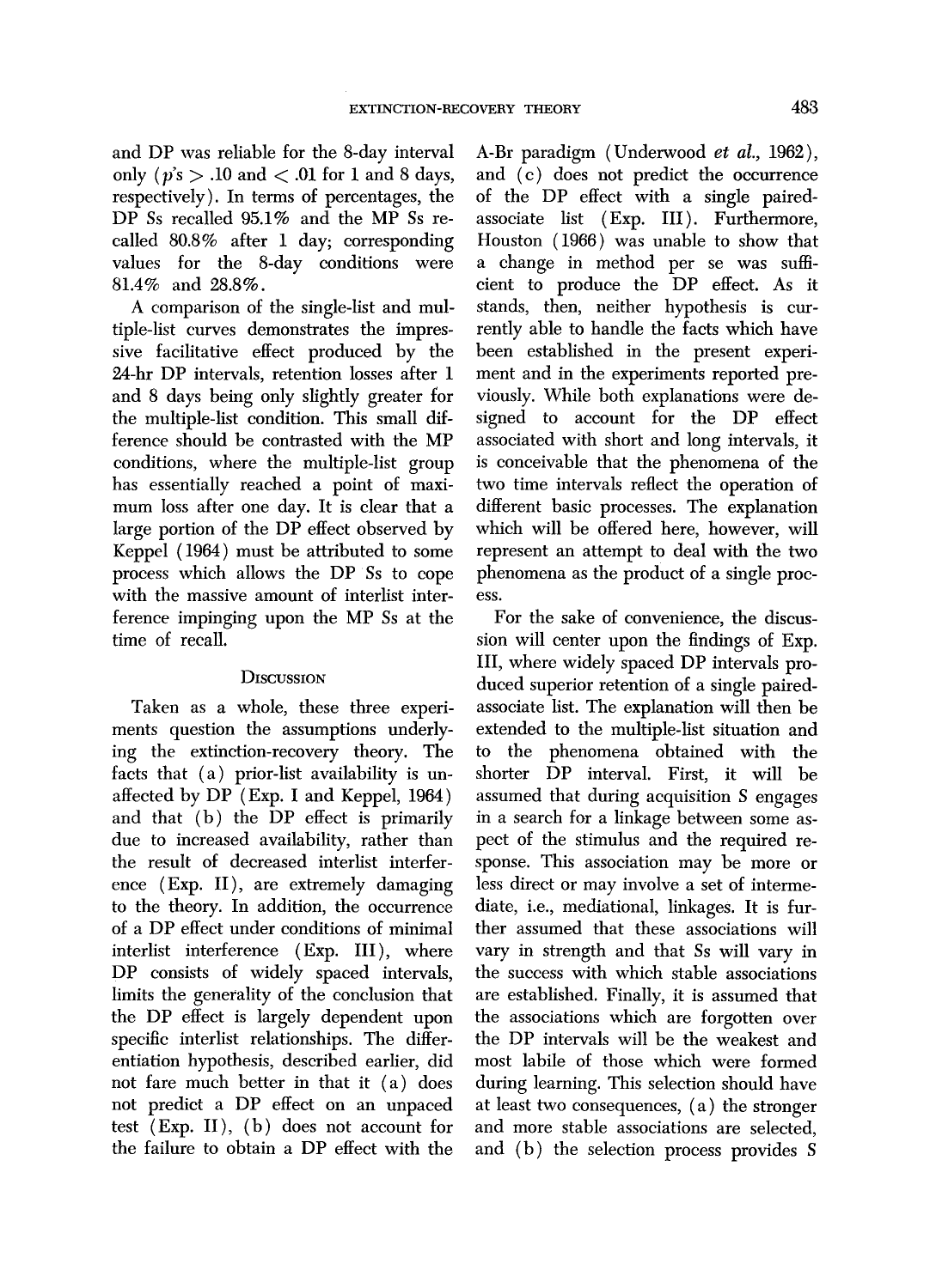and DP was reliable for the 8-day interval only ($p$'s $> .10$ and $< .01$ for 1 and 8 days, respectively). In terms of percentages, the DP Ss recalled 95.1% and the MP Ss recalled 80.8% after 1 day; corresponding values for the 8-day conditions were 81.4% and 28.8%.

A comparison of the single-list and multiple-list curves demonstrates the impressive facilitative effect produced by the 24-hr DP intervals, retention losses after 1 and 8 days being only slightly greater for the multiple-list condition. This small difference should be contrasted with the MP conditions, where the multiple-list group has essentially reached a point of maximum loss after one day. It is clear that a large portion of the DP effect observed by Keppel (1964) must be attributed to some process which allows the DP Ss to cope with the massive amount of interlist interference impinging upon the MP Ss at the time of recall.

## Discussion

Taken as a whole, these three experiments question the assumptions underlying the extinction-recovery theory. The facts that (a) prior-list availability is unaffected by DP (Exp. I and Keppel, 1964) and that (b) the DP effect is primarily due to increased availability, rather than the result of decreased interlist interference (Exp. II), are extremely damaging to the theory. In addition, the occurrence of a DP effect under conditions of minimal interlist interference (Exp. III), where DP consists of widely spaced intervals, limits the generality of the conclusion that the DP effect is largely dependent upon specific interlist relationships. The differentiation hypothesis, described earlier, did not fare much better in that it (a) does not predict a DP effect on an unpaced test (Exp. II), (b) does not account for the failure to obtain a DP effect with the A-Br paradigm (Underwood *et al.*, 1962), and (c) does not predict the occurrence of the DP effect with a single paired-associate list (Exp. III). Furthermore, Houston (1966) was unable to show that a change in method per se was sufficient to produce the DP effect. As it stands, then, neither hypothesis is currently able to handle the facts which have been established in the present experiment and in the experiments reported previously. While both explanations were designed to account for the DP effect associated with short and long intervals, it is conceivable that the phenomena of the two time intervals reflect the operation of different basic processes. The explanation which will be offered here, however, will represent an attempt to deal with the two phenomena as the product of a single process.

For the sake of convenience, the discussion will center upon the findings of Exp. III, where widely spaced DP intervals produced superior retention of a single paired-associate list. The explanation will then be extended to the multiple-list situation and to the phenomena obtained with the shorter DP interval. First, it will be assumed that during acquisition S engages in a search for a linkage between some aspect of the stimulus and the required response. This association may be more or less direct or may involve a set of intermediate, i.e., mediational, linkages. It is further assumed that these associations will vary in strength and that Ss will vary in the success with which stable associations are established. Finally, it is assumed that the associations which are forgotten over the DP intervals will be the weakest and most labile of those which were formed during learning. This selection should have at least two consequences, (a) the stronger and more stable associations are selected, and (b) the selection process provides S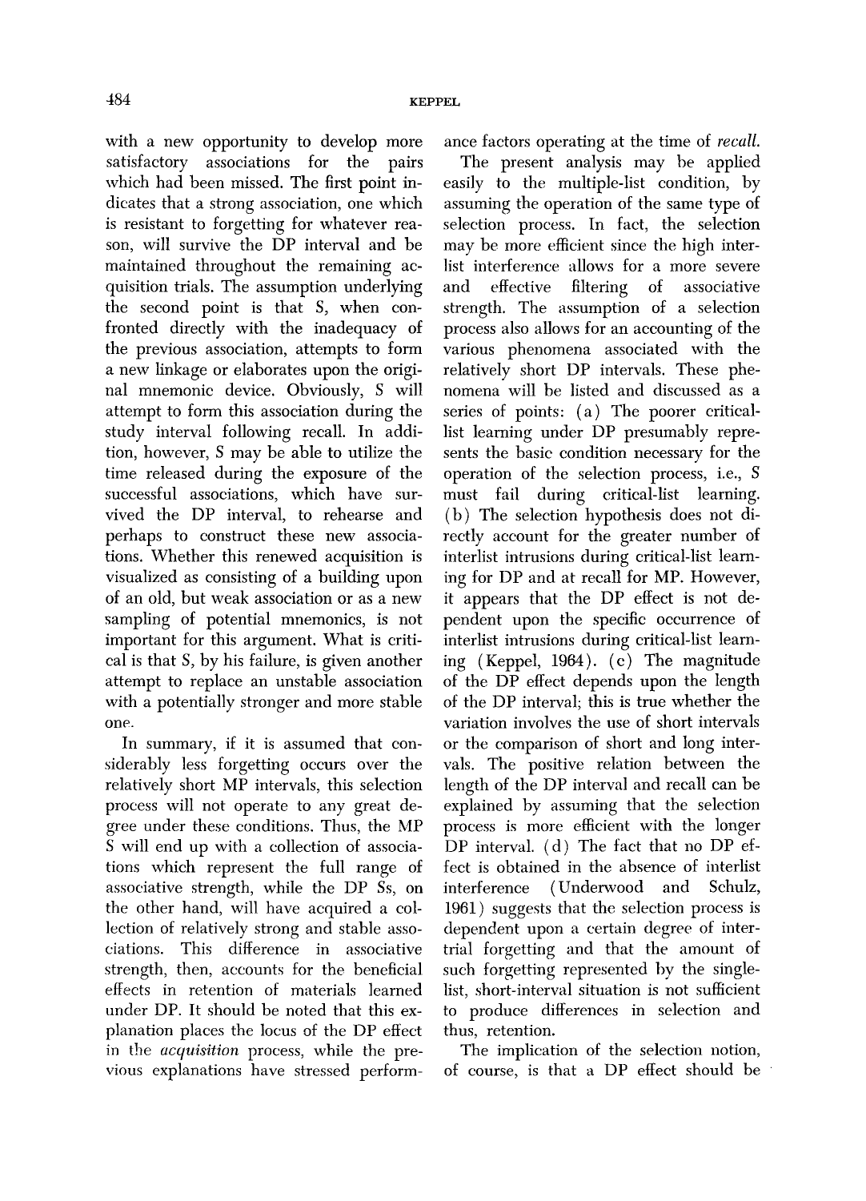with a new opportunity to develop more satisfactory associations for the pairs which had been missed. The first point indicates that a strong association, one which is resistant to forgetting for whatever reason, will survive the DP interval and be maintained throughout the remaining acquisition trials. The assumption underlying the second point is that S, when confronted directly with the inadequacy of the previous association, attempts to form a new linkage or elaborates upon the original mnemonic device. Obviously, S will attempt to form this association during the study interval following recall. In addition, however, S may be able to utilize the time released during the exposure of the successful associations, which have survived the DP interval, to rehearse and perhaps to construct these new associations. Whether this renewed acquisition is visualized as consisting of a building upon of an old, but weak association or as a new sampling of potential mnemonics, is not important for this argument. What is critical is that S, by his failure, is given another attempt to replace an unstable association with a potentially stronger and more stable one.

In summary, if it is assumed that considerably less forgetting occurs over the relatively short MP intervals, this selection process will not operate to any great degree under these conditions. Thus, the MP S will end up with a collection of associations which represent the full range of associative strength, while the DP Ss, on the other hand, will have acquired a collection of relatively strong and stable associations. This difference in associative strength, then, accounts for the beneficial effects in retention of materials learned under DP. It should be noted that this explanation places the locus of the DP effect in the *acquisition* process, while the previous explanations have stressed performance factors operating at the time of *recall*.

The present analysis may be applied easily to the multiple-list condition, by assuming the operation of the same type of selection process. In fact, the selection may be more efficient since the high interlist interference allows for a more severe and effective filtering of associative strength. The assumption of a selection process also allows for an accounting of the various phenomena associated with the relatively short DP intervals. These phenomena will be listed and discussed as a series of points: (a) The poorer critical-list learning under DP presumably represents the basic condition necessary for the operation of the selection process, i.e., S must fail during critical-list learning. (b) The selection hypothesis does not directly account for the greater number of interlist intrusions during critical-list learning for DP and at recall for MP. However, it appears that the DP effect is not dependent upon the specific occurrence of interlist intrusions during critical-list learning (Keppel, 1964). (c) The magnitude of the DP effect depends upon the length of the DP interval; this is true whether the variation involves the use of short intervals or the comparison of short and long intervals. The positive relation between the length of the DP interval and recall can be explained by assuming that the selection process is more efficient with the longer DP interval. (d) The fact that no DP effect is obtained in the absence of interlist interference (Underwood and Schulz, 1961) suggests that the selection process is dependent upon a certain degree of intertrial forgetting and that the amount of such forgetting represented by the single-list, short-interval situation is not sufficient to produce differences in selection and thus, retention.

The implication of the selection notion, of course, is that a DP effect should be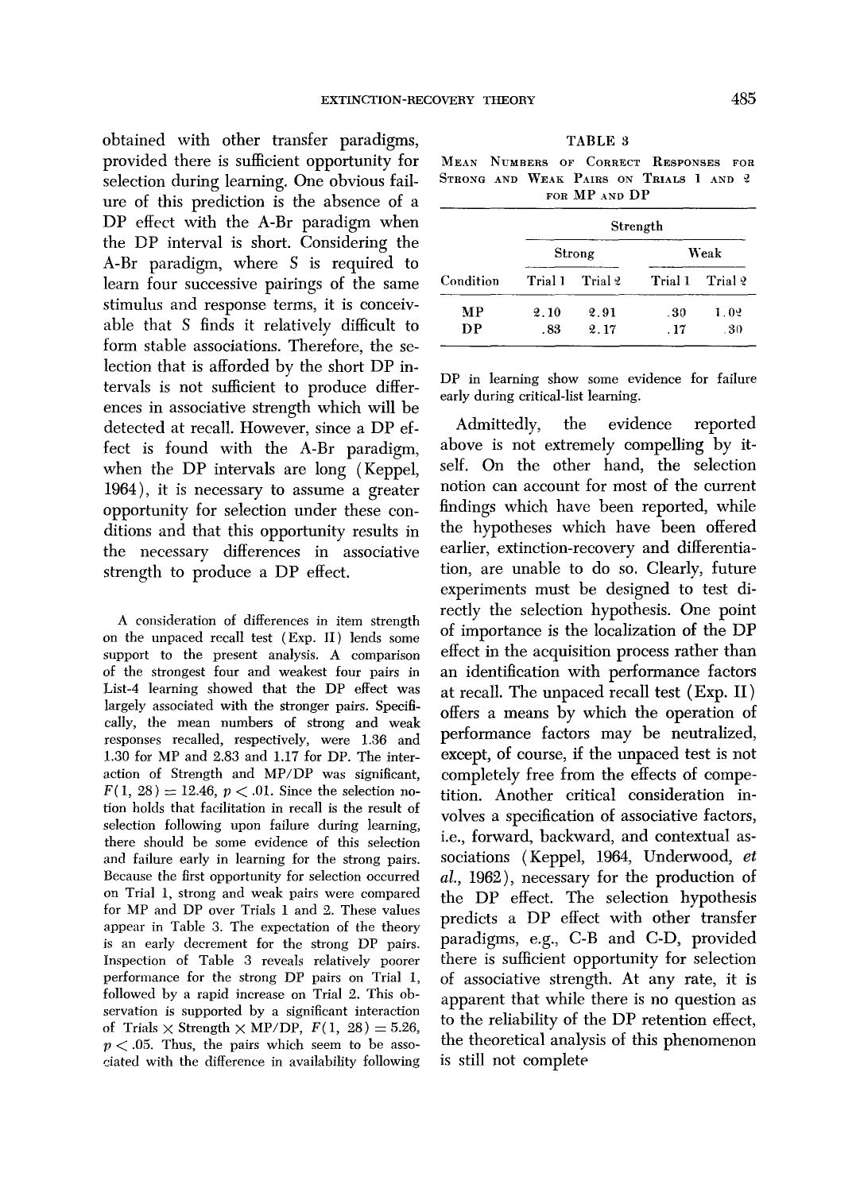obtained with other transfer paradigms, provided there is sufficient opportunity for selection during learning. One obvious failure of this prediction is the absence of a DP effect with the A-Br paradigm when the DP interval is short. Considering the A-Br paradigm, where S is required to learn four successive pairings of the same stimulus and response terms, it is conceivable that S finds it relatively difficult to form stable associations. Therefore, the selection that is afforded by the short DP intervals is not sufficient to produce differences in associative strength which will be detected at recall. However, since a DP effect is found with the A-Br paradigm, when the DP intervals are long (Keppel, 1964), it is necessary to assume a greater opportunity for selection under these conditions and that this opportunity results in the necessary differences in associative strength to produce a DP effect.

A consideration of differences in item strength on the unpaced recall test (Exp. II) lends some support to the present analysis. A comparison of the strongest four and weakest four pairs in List-4 learning showed that the DP effect was largely associated with the stronger pairs. Specifically, the mean numbers of strong and weak responses recalled, respectively, were 1.36 and 1.30 for MP and 2.83 and 1.17 for DP. The interaction of Strength and MP/DP was significant, $F(1, 28) = 12.46$, $p < .01$. Since the selection notion holds that facilitation in recall is the result of selection following upon failure during learning, there should be some evidence of this selection and failure early in learning for the strong pairs. Because the first opportunity for selection occurred on Trial 1, strong and weak pairs were compared for MP and DP over Trials 1 and 2. These values appear in Table 3. The expectation of the theory is an early decrement for the strong DP pairs. Inspection of Table 3 reveals relatively poorer performance for the strong DP pairs on Trial 1, followed by a rapid increase on Trial 2. This observation is supported by a significant interaction of Trials × Strength × MP/DP, $F(1, 28) = 5.26$, $p < .05$. Thus, the pairs which seem to be associated with the difference in availability following DP in learning show some evidence for failure early during critical-list learning.

TABLE 3

Mean Numbers of Correct Responses for Strong and Weak Pairs on Trials 1 and 2 for MP and DP

| | Strength | | | |
|---|---|---|---|---|
| | Strong | | Weak | |
| Condition | Trial 1 | Trial 2 | Trial 1 | Trial 2 |
| MP | 2.10 | 2.91 | .30 | 1.02 |
| DP | .83 | 2.17 | .17 | .30 |

Admittedly, the evidence reported above is not extremely compelling by itself. On the other hand, the selection notion can account for most of the current findings which have been reported, while the hypotheses which have been offered earlier, extinction-recovery and differentiation, are unable to do so. Clearly, future experiments must be designed to test directly the selection hypothesis. One point of importance is the localization of the DP effect in the acquisition process rather than an identification with performance factors at recall. The unpaced recall test (Exp. II) offers a means by which the operation of performance factors may be neutralized, except, of course, if the unpaced test is not completely free from the effects of competition. Another critical consideration involves a specification of associative factors, i.e., forward, backward, and contextual associations (Keppel, 1964, Underwood, *et al.*, 1962), necessary for the production of the DP effect. The selection hypothesis predicts a DP effect with other transfer paradigms, e.g., C-B and C-D, provided there is sufficient opportunity for selection of associative strength. At any rate, it is apparent that while there is no question as to the reliability of the DP retention effect, the theoretical analysis of this phenomenon is still not complete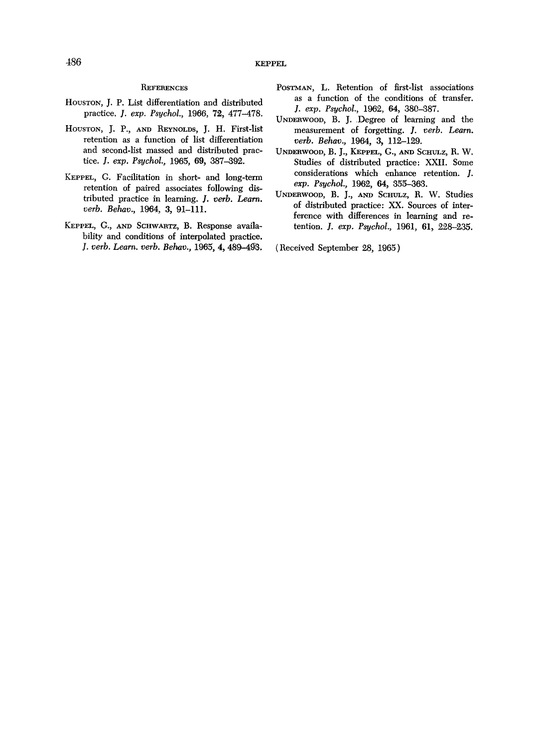## References

Houston, J. P. List differentiation and distributed practice. *J. exp. Psychol.*, 1966, **72**, 477–478.

Houston, J. P., and Reynolds, J. H. First-list retention as a function of list differentiation and second-list massed and distributed practice. *J. exp. Psychol.*, 1965, **69**, 387–392.

Keppel, G. Facilitation in short- and long-term retention of paired associates following distributed practice in learning. *J. verb. Learn. verb. Behav.*, 1964, **3**, 91–111.

Keppel, G., and Schwartz, B. Response availability and conditions of interpolated practice. *J. verb. Learn. verb. Behav.*, 1965, **4**, 489–493.

Postman, L. Retention of first-list associations as a function of the conditions of transfer. *J. exp. Psychol.*, 1962, **64**, 380–387.

Underwood, B. J. Degree of learning and the measurement of forgetting. *J. verb. Learn. verb. Behav.*, 1964, **3**, 112–129.

Underwood, B. J., Keppel, G., and Schulz, R. W. Studies of distributed practice: XXII. Some considerations which enhance retention. *J. exp. Psychol.*, 1962, **64**, 355–363.

Underwood, B. J., and Schulz, R. W. Studies of distributed practice: XX. Sources of interference with differences in learning and retention. *J. exp. Psychol.*, 1961, **61**, 228–235.

(Received September 28, 1965)